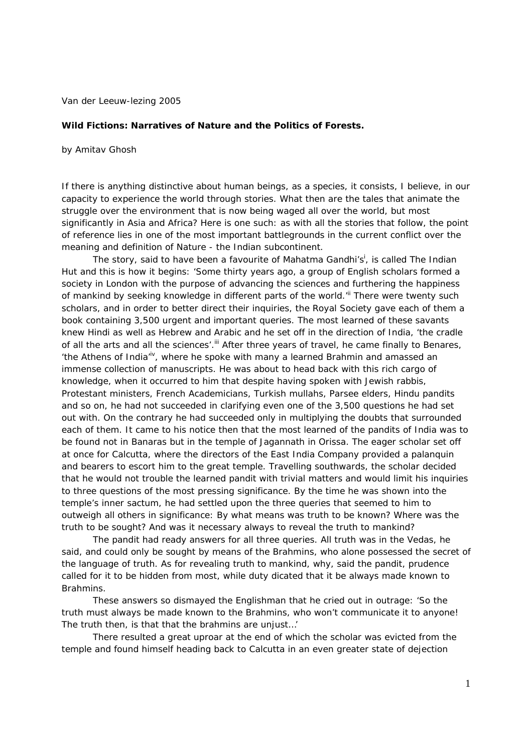Van der Leeuw-lezing 2005

**Wild Fictions: Narratives of Nature and the Politics of Forests.**

by Amitav Ghosh

If there is anything distinctive about human beings, as a species, it consists, I believe, in our capacity to experience the world through stories. What then are the tales that animate the struggle over the environment that is now being waged all over the world, but most significantly in Asia and Africa? Here is one such: as with all the stories that follow, the point of reference lies in one of the most important battlegrounds in the current conflict over the meaning and definition of Nature - the Indian subcontinent.

The story, said to have been a favourite of Mahatma Gandhi's[i], is called The Indian Hut and this is how it begins: 'Some thirty years ago, a group of English scholars formed a society in London with the purpose of advancing the sciences and furthering the happiness of mankind by seeking knowledge in different parts of the world.'[ii] There were twenty such scholars, and in order to better direct their inquiries, the Royal Society gave each of them a book containing 3,500 urgent and important queries. The most learned of these savants knew Hindi as well as Hebrew and Arabic and he set off in the direction of India, 'the cradle of all the arts and all the sciences'.[iii] After three years of travel, he came finally to Benares, 'the Athens of India'[iv], where he spoke with many a learned Brahmin and amassed an immense collection of manuscripts. He was about to head back with this rich cargo of knowledge, when it occurred to him that despite having spoken with Jewish rabbis, Protestant ministers, French Academicians, Turkish mullahs, Parsee elders, Hindu pandits and so on, he had not succeeded in clarifying even one of the 3,500 questions he had set out with. On the contrary he had succeeded only in multiplying the doubts that surrounded each of them. It came to his notice then that the most learned of the pandits of India was to be found not in Banaras but in the temple of Jagannath in Orissa. The eager scholar set off at once for Calcutta, where the directors of the East India Company provided a palanquin and bearers to escort him to the great temple. Travelling southwards, the scholar decided that he would not trouble the learned pandit with trivial matters and would limit his inquiries to three questions of the most pressing significance. By the time he was shown into the temple's inner sactum, he had settled upon the three queries that seemed to him to outweigh all others in significance: By what means was truth to be known? Where was the truth to be sought? And was it necessary always to reveal the truth to mankind?

The pandit had ready answers for all three queries. All truth was in the Vedas, he said, and could only be sought by means of the Brahmins, who alone possessed the secret of the language of truth. As for revealing truth to mankind, why, said the pandit, prudence called for it to be hidden from most, while duty dicated that it be always made known to Brahmins.

These answers so dismayed the Englishman that he cried out in outrage: 'So the truth must always be made known to the Brahmins, who won't communicate it to anyone! The truth then, is that that the brahmins are unjust…'

There resulted a great uproar at the end of which the scholar was evicted from the temple and found himself heading back to Calcutta in an even greater state of dejection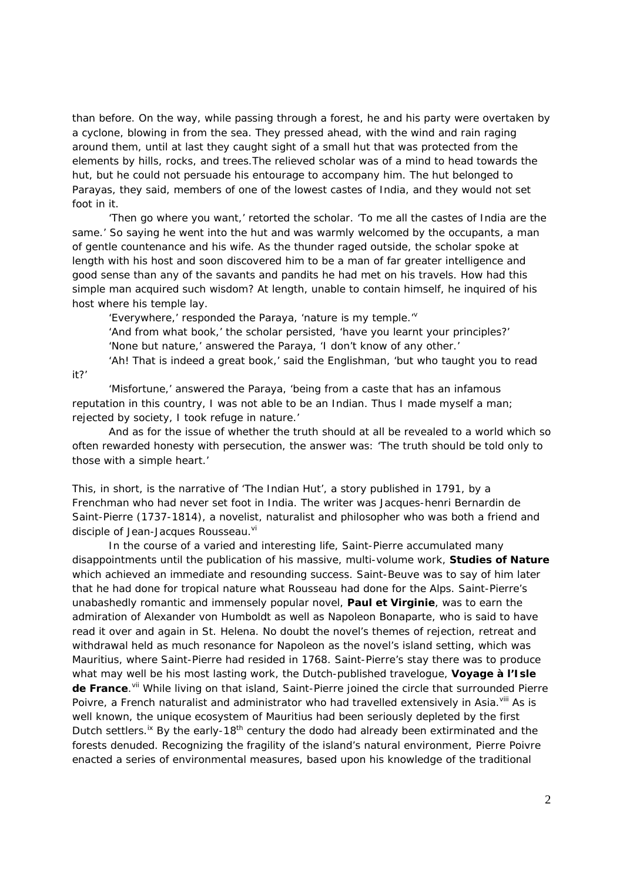than before. On the way, while passing through a forest, he and his party were overtaken by a cyclone, blowing in from the sea. They pressed ahead, with the wind and rain raging around them, until at last they caught sight of a small hut that was protected from the elements by hills, rocks, and trees.The relieved scholar was of a mind to head towards the hut, but he could not persuade his entourage to accompany him. The hut belonged to Parayas, they said, members of one of the lowest castes of India, and they would not set foot in it.

'Then go where you want,' retorted the scholar. 'To me all the castes of India are the same.' So saying he went into the hut and was warmly welcomed by the occupants, a man of gentle countenance and his wife. As the thunder raged outside, the scholar spoke at length with his host and soon discovered him to be a man of far greater intelligence and good sense than any of the savants and pandits he had met on his travels. How had this simple man acquired such wisdom? At length, unable to contain himself, he inquired of his host where his temple lay.

'Everywhere,' responded the Paraya, 'nature is my temple.'[v]

'And from what book,' the scholar persisted, 'have you learnt your principles?'

'None but nature,' answered the Paraya, 'I don't know of any other.'

'Ah! That is indeed a great book,' said the Englishman, 'but who taught you to read it?'

'Misfortune,' answered the Paraya, 'being from a caste that has an infamous reputation in this country, I was not able to be an Indian. Thus I made myself a man; rejected by society, I took refuge in nature.'

And as for the issue of whether the truth should at all be revealed to a world which so often rewarded honesty with persecution, the answer was: 'The truth should be told only to those with a simple heart.'

This, in short, is the narrative of 'The Indian Hut', a story published in 1791, by a Frenchman who had never set foot in India. The writer was Jacques-henri Bernardin de Saint-Pierre (1737-1814), a novelist, naturalist and philosopher who was both a friend and disciple of Jean-Jacques Rousseau.[vi]

In the course of a varied and interesting life, Saint-Pierre accumulated many disappointments until the publication of his massive, multi-volume work, **Studies of Nature** which achieved an immediate and resounding success. Saint-Beuve was to say of him later that he had done for tropical nature what Rousseau had done for the Alps. Saint-Pierre's unabashedly romantic and immensely popular novel, **Paul et Virginie**, was to earn the admiration of Alexander von Humboldt as well as Napoleon Bonaparte, who is said to have read it over and again in St. Helena. No doubt the novel's themes of rejection, retreat and withdrawal held as much resonance for Napoleon as the novel's island setting, which was Mauritius, where Saint-Pierre had resided in 1768. Saint-Pierre's stay there was to produce what may well be his most lasting work, the Dutch-published travelogue, **Voyage à l'Isle de France**.[vii] While living on that island, Saint-Pierre joined the circle that surrounded Pierre Poivre, a French naturalist and administrator who had travelled extensively in Asia.[viii] As is well known, the unique ecosystem of Mauritius had been seriously depleted by the first Dutch settlers.[ix] By the early-18$^{th}$ century the dodo had already been extirminated and the forests denuded. Recognizing the fragility of the island's natural environment, Pierre Poivre enacted a series of environmental measures, based upon his knowledge of the traditional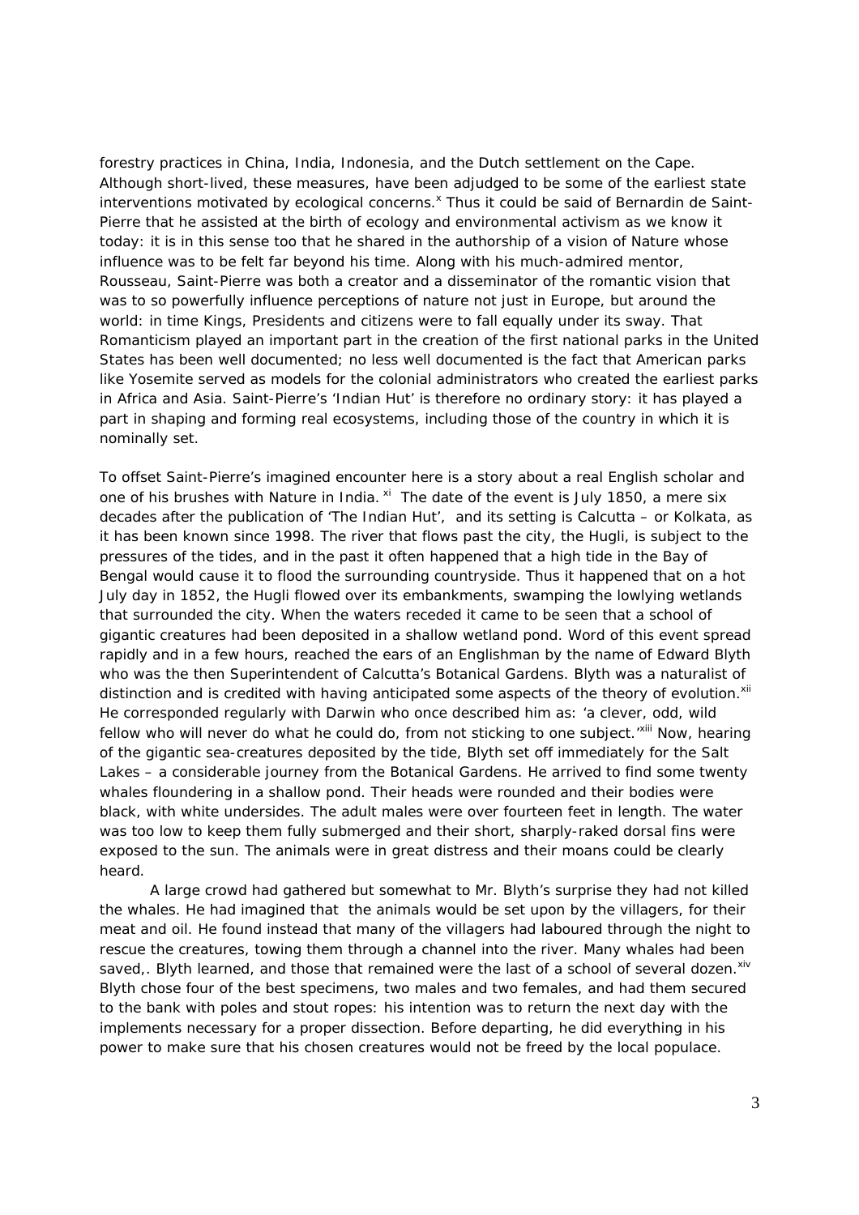forestry practices in China, India, Indonesia, and the Dutch settlement on the Cape. Although short-lived, these measures, have been adjudged to be some of the earliest state interventions motivated by ecological concerns.[x] Thus it could be said of Bernardin de Saint-Pierre that he assisted at the birth of ecology and environmental activism as we know it today: it is in this sense too that he shared in the authorship of a vision of Nature whose influence was to be felt far beyond his time. Along with his much-admired mentor, Rousseau, Saint-Pierre was both a creator and a disseminator of the romantic vision that was to so powerfully influence perceptions of nature not just in Europe, but around the world: in time Kings, Presidents and citizens were to fall equally under its sway. That Romanticism played an important part in the creation of the first national parks in the United States has been well documented; no less well documented is the fact that American parks like Yosemite served as models for the colonial administrators who created the earliest parks in Africa and Asia. Saint-Pierre's 'Indian Hut' is therefore no ordinary story: it has played a part in shaping and forming real ecosystems, including those of the country in which it is nominally set.

To offset Saint-Pierre's imagined encounter here is a story about a real English scholar and one of his brushes with Nature in India.[xi] The date of the event is July 1850, a mere six decades after the publication of 'The Indian Hut', and its setting is Calcutta – or Kolkata, as it has been known since 1998. The river that flows past the city, the Hugli, is subject to the pressures of the tides, and in the past it often happened that a high tide in the Bay of Bengal would cause it to flood the surrounding countryside. Thus it happened that on a hot July day in 1852, the Hugli flowed over its embankments, swamping the lowlying wetlands that surrounded the city. When the waters receded it came to be seen that a school of gigantic creatures had been deposited in a shallow wetland pond. Word of this event spread rapidly and in a few hours, reached the ears of an Englishman by the name of Edward Blyth who was the then Superintendent of Calcutta's Botanical Gardens. Blyth was a naturalist of distinction and is credited with having anticipated some aspects of the theory of evolution.[xii] He corresponded regularly with Darwin who once described him as: 'a clever, odd, wild fellow who will never do what he could do, from not sticking to one subject.'[xiii] Now, hearing of the gigantic sea-creatures deposited by the tide, Blyth set off immediately for the Salt Lakes – a considerable journey from the Botanical Gardens. He arrived to find some twenty whales floundering in a shallow pond. Their heads were rounded and their bodies were black, with white undersides. The adult males were over fourteen feet in length. The water was too low to keep them fully submerged and their short, sharply-raked dorsal fins were exposed to the sun. The animals were in great distress and their moans could be clearly heard.

A large crowd had gathered but somewhat to Mr. Blyth's surprise they had not killed the whales. He had imagined that the animals would be set upon by the villagers, for their meat and oil. He found instead that many of the villagers had laboured through the night to rescue the creatures, towing them through a channel into the river. Many whales had been saved,. Blyth learned, and those that remained were the last of a school of several dozen.[xiv] Blyth chose four of the best specimens, two males and two females, and had them secured to the bank with poles and stout ropes: his intention was to return the next day with the implements necessary for a proper dissection. Before departing, he did everything in his power to make sure that his chosen creatures would not be freed by the local populace.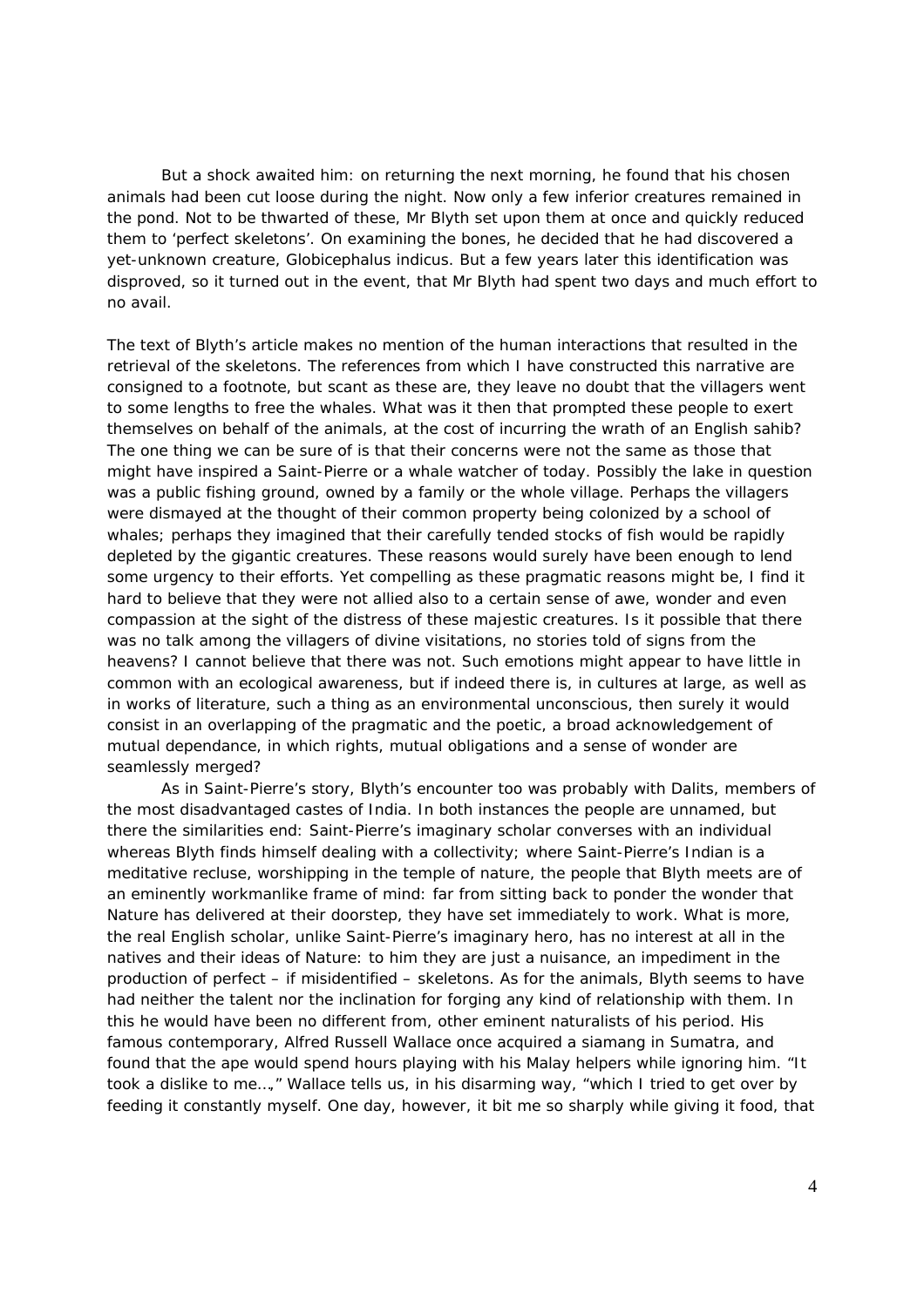But a shock awaited him: on returning the next morning, he found that his chosen animals had been cut loose during the night. Now only a few inferior creatures remained in the pond. Not to be thwarted of these, Mr Blyth set upon them at once and quickly reduced them to 'perfect skeletons'. On examining the bones, he decided that he had discovered a yet-unknown creature, Globicephalus indicus. But a few years later this identification was disproved, so it turned out in the event, that Mr Blyth had spent two days and much effort to no avail.

The text of Blyth's article makes no mention of the human interactions that resulted in the retrieval of the skeletons. The references from which I have constructed this narrative are consigned to a footnote, but scant as these are, they leave no doubt that the villagers went to some lengths to free the whales. What was it then that prompted these people to exert themselves on behalf of the animals, at the cost of incurring the wrath of an English sahib? The one thing we can be sure of is that their concerns were not the same as those that might have inspired a Saint-Pierre or a whale watcher of today. Possibly the lake in question was a public fishing ground, owned by a family or the whole village. Perhaps the villagers were dismayed at the thought of their common property being colonized by a school of whales; perhaps they imagined that their carefully tended stocks of fish would be rapidly depleted by the gigantic creatures. These reasons would surely have been enough to lend some urgency to their efforts. Yet compelling as these pragmatic reasons might be, I find it hard to believe that they were not allied also to a certain sense of awe, wonder and even compassion at the sight of the distress of these majestic creatures. Is it possible that there was no talk among the villagers of divine visitations, no stories told of signs from the heavens? I cannot believe that there was not. Such emotions might appear to have little in common with an ecological awareness, but if indeed there is, in cultures at large, as well as in works of literature, such a thing as an environmental unconscious, then surely it would consist in an overlapping of the pragmatic and the poetic, a broad acknowledgement of mutual dependance, in which rights, mutual obligations and a sense of wonder are seamlessly merged?

As in Saint-Pierre's story, Blyth's encounter too was probably with Dalits, members of the most disadvantaged castes of India. In both instances the people are unnamed, but there the similarities end: Saint-Pierre's imaginary scholar converses with an individual whereas Blyth finds himself dealing with a collectivity; where Saint-Pierre's Indian is a meditative recluse, worshipping in the temple of nature, the people that Blyth meets are of an eminently workmanlike frame of mind: far from sitting back to ponder the wonder that Nature has delivered at their doorstep, they have set immediately to work. What is more, the real English scholar, unlike Saint-Pierre's imaginary hero, has no interest at all in the natives and their ideas of Nature: to him they are just a nuisance, an impediment in the production of perfect – if misidentified – skeletons. As for the animals, Blyth seems to have had neither the talent nor the inclination for forging any kind of relationship with them. In this he would have been no different from, other eminent naturalists of his period. His famous contemporary, Alfred Russell Wallace once acquired a siamang in Sumatra, and found that the ape would spend hours playing with his Malay helpers while ignoring him. "It took a dislike to me…," Wallace tells us, in his disarming way, "which I tried to get over by feeding it constantly myself. One day, however, it bit me so sharply while giving it food, that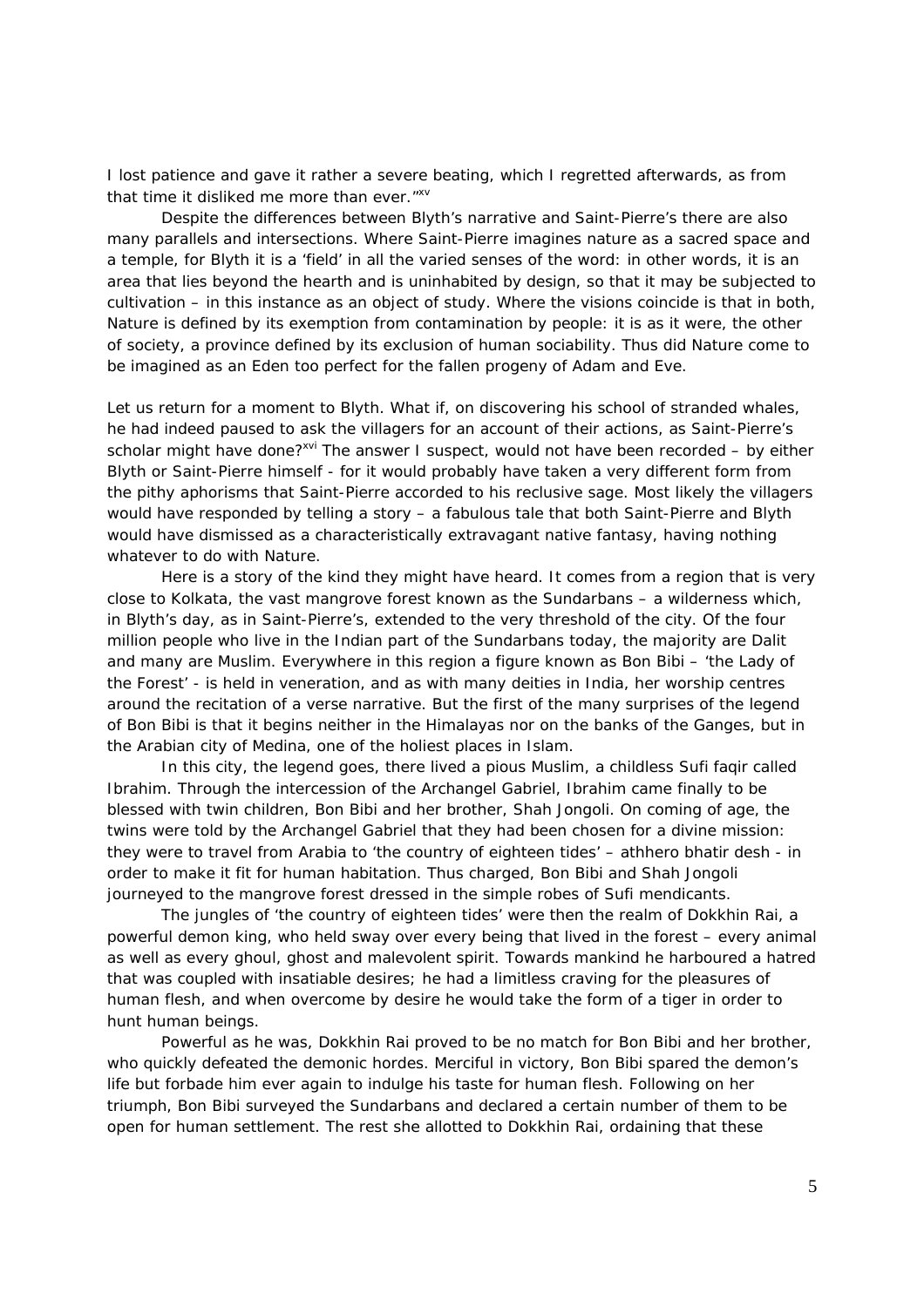I lost patience and gave it rather a severe beating, which I regretted afterwards, as from that time it disliked me more than ever."[xv]

Despite the differences between Blyth's narrative and Saint-Pierre's there are also many parallels and intersections. Where Saint-Pierre imagines nature as a sacred space and a temple, for Blyth it is a 'field' in all the varied senses of the word: in other words, it is an area that lies beyond the hearth and is uninhabited by design, so that it may be subjected to cultivation – in this instance as an object of study. Where the visions coincide is that in both, Nature is defined by its exemption from contamination by people: it is as it were, the other of society, a province defined by its exclusion of human sociability. Thus did Nature come to be imagined as an Eden too perfect for the fallen progeny of Adam and Eve.

Let us return for a moment to Blyth. What if, on discovering his school of stranded whales, he had indeed paused to ask the villagers for an account of their actions, as Saint-Pierre's scholar might have done?[xvi] The answer I suspect, would not have been recorded – by either Blyth or Saint-Pierre himself - for it would probably have taken a very different form from the pithy aphorisms that Saint-Pierre accorded to his reclusive sage. Most likely the villagers would have responded by telling a story – a fabulous tale that both Saint-Pierre and Blyth would have dismissed as a characteristically extravagant native fantasy, having nothing whatever to do with Nature.

Here is a story of the kind they might have heard. It comes from a region that is very close to Kolkata, the vast mangrove forest known as the Sundarbans – a wilderness which, in Blyth's day, as in Saint-Pierre's, extended to the very threshold of the city. Of the four million people who live in the Indian part of the Sundarbans today, the majority are Dalit and many are Muslim. Everywhere in this region a figure known as Bon Bibi – 'the Lady of the Forest' - is held in veneration, and as with many deities in India, her worship centres around the recitation of a verse narrative. But the first of the many surprises of the legend of Bon Bibi is that it begins neither in the Himalayas nor on the banks of the Ganges, but in the Arabian city of Medina, one of the holiest places in Islam.

In this city, the legend goes, there lived a pious Muslim, a childless Sufi faqir called Ibrahim. Through the intercession of the Archangel Gabriel, Ibrahim came finally to be blessed with twin children, Bon Bibi and her brother, Shah Jongoli. On coming of age, the twins were told by the Archangel Gabriel that they had been chosen for a divine mission: they were to travel from Arabia to 'the country of eighteen tides' – athhero bhatir desh - in order to make it fit for human habitation. Thus charged, Bon Bibi and Shah Jongoli journeyed to the mangrove forest dressed in the simple robes of Sufi mendicants.

The jungles of 'the country of eighteen tides' were then the realm of Dokkhin Rai, a powerful demon king, who held sway over every being that lived in the forest – every animal as well as every ghoul, ghost and malevolent spirit. Towards mankind he harboured a hatred that was coupled with insatiable desires; he had a limitless craving for the pleasures of human flesh, and when overcome by desire he would take the form of a tiger in order to hunt human beings.

Powerful as he was, Dokkhin Rai proved to be no match for Bon Bibi and her brother, who quickly defeated the demonic hordes. Merciful in victory, Bon Bibi spared the demon's life but forbade him ever again to indulge his taste for human flesh. Following on her triumph, Bon Bibi surveyed the Sundarbans and declared a certain number of them to be open for human settlement. The rest she allotted to Dokkhin Rai, ordaining that these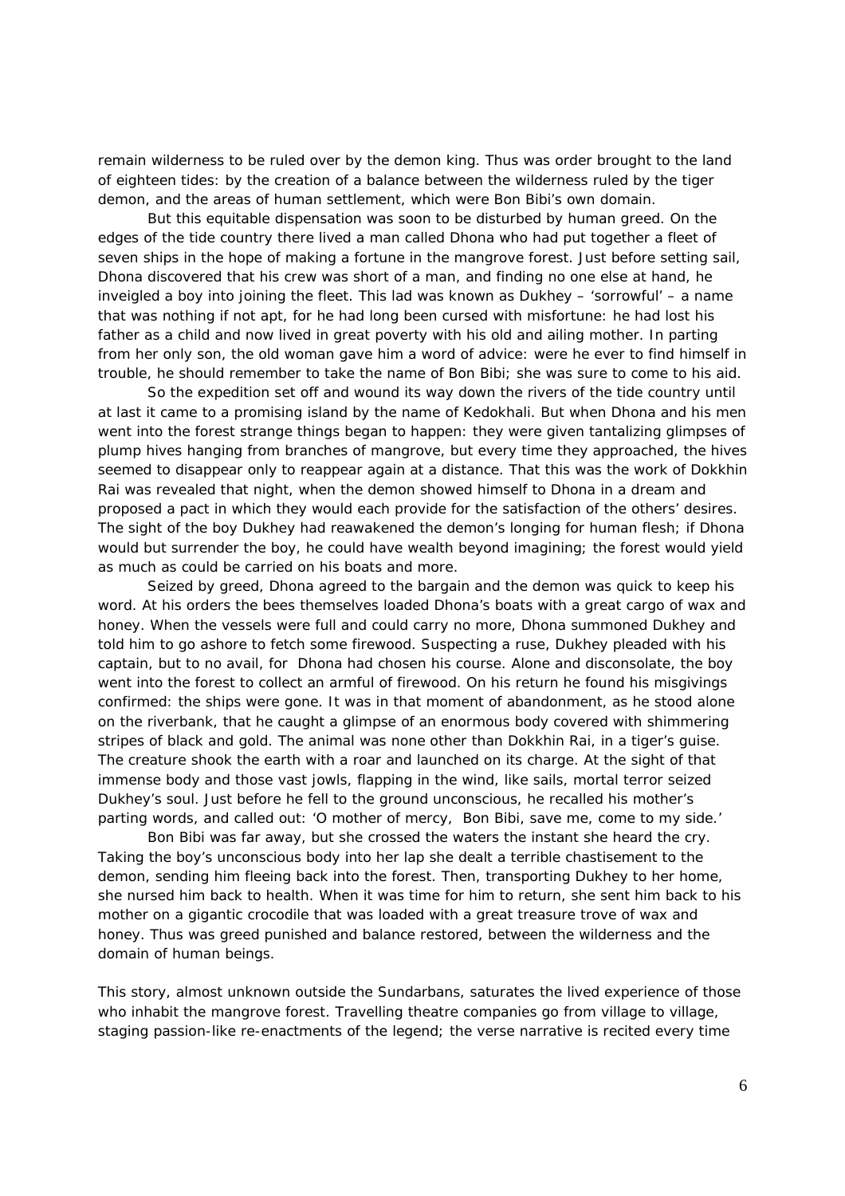remain wilderness to be ruled over by the demon king. Thus was order brought to the land of eighteen tides: by the creation of a balance between the wilderness ruled by the tiger demon, and the areas of human settlement, which were Bon Bibi's own domain.

But this equitable dispensation was soon to be disturbed by human greed. On the edges of the tide country there lived a man called Dhona who had put together a fleet of seven ships in the hope of making a fortune in the mangrove forest. Just before setting sail, Dhona discovered that his crew was short of a man, and finding no one else at hand, he inveigled a boy into joining the fleet. This lad was known as Dukhey – 'sorrowful' – a name that was nothing if not apt, for he had long been cursed with misfortune: he had lost his father as a child and now lived in great poverty with his old and ailing mother. In parting from her only son, the old woman gave him a word of advice: were he ever to find himself in trouble, he should remember to take the name of Bon Bibi; she was sure to come to his aid.

So the expedition set off and wound its way down the rivers of the tide country until at last it came to a promising island by the name of Kedokhali. But when Dhona and his men went into the forest strange things began to happen: they were given tantalizing glimpses of plump hives hanging from branches of mangrove, but every time they approached, the hives seemed to disappear only to reappear again at a distance. That this was the work of Dokkhin Rai was revealed that night, when the demon showed himself to Dhona in a dream and proposed a pact in which they would each provide for the satisfaction of the others' desires. The sight of the boy Dukhey had reawakened the demon's longing for human flesh; if Dhona would but surrender the boy, he could have wealth beyond imagining; the forest would yield as much as could be carried on his boats and more.

Seized by greed, Dhona agreed to the bargain and the demon was quick to keep his word. At his orders the bees themselves loaded Dhona's boats with a great cargo of wax and honey. When the vessels were full and could carry no more, Dhona summoned Dukhey and told him to go ashore to fetch some firewood. Suspecting a ruse, Dukhey pleaded with his captain, but to no avail, for Dhona had chosen his course. Alone and disconsolate, the boy went into the forest to collect an armful of firewood. On his return he found his misgivings confirmed: the ships were gone. It was in that moment of abandonment, as he stood alone on the riverbank, that he caught a glimpse of an enormous body covered with shimmering stripes of black and gold. The animal was none other than Dokkhin Rai, in a tiger's guise. The creature shook the earth with a roar and launched on its charge. At the sight of that immense body and those vast jowls, flapping in the wind, like sails, mortal terror seized Dukhey's soul. Just before he fell to the ground unconscious, he recalled his mother's parting words, and called out: 'O mother of mercy, Bon Bibi, save me, come to my side.'

Bon Bibi was far away, but she crossed the waters the instant she heard the cry. Taking the boy's unconscious body into her lap she dealt a terrible chastisement to the demon, sending him fleeing back into the forest. Then, transporting Dukhey to her home, she nursed him back to health. When it was time for him to return, she sent him back to his mother on a gigantic crocodile that was loaded with a great treasure trove of wax and honey. Thus was greed punished and balance restored, between the wilderness and the domain of human beings.

This story, almost unknown outside the Sundarbans, saturates the lived experience of those who inhabit the mangrove forest. Travelling theatre companies go from village to village, staging passion-like re-enactments of the legend; the verse narrative is recited every time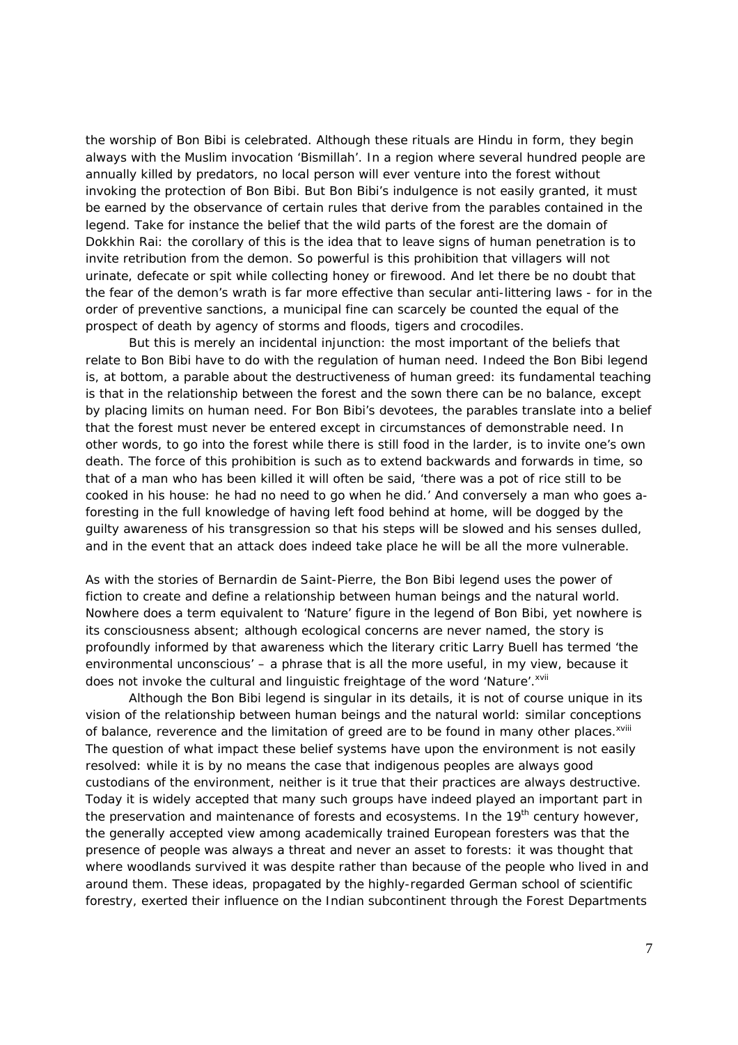the worship of Bon Bibi is celebrated. Although these rituals are Hindu in form, they begin always with the Muslim invocation 'Bismillah'. In a region where several hundred people are annually killed by predators, no local person will ever venture into the forest without invoking the protection of Bon Bibi. But Bon Bibi's indulgence is not easily granted, it must be earned by the observance of certain rules that derive from the parables contained in the legend. Take for instance the belief that the wild parts of the forest are the domain of Dokkhin Rai: the corollary of this is the idea that to leave signs of human penetration is to invite retribution from the demon. So powerful is this prohibition that villagers will not urinate, defecate or spit while collecting honey or firewood. And let there be no doubt that the fear of the demon's wrath is far more effective than secular anti-littering laws - for in the order of preventive sanctions, a municipal fine can scarcely be counted the equal of the prospect of death by agency of storms and floods, tigers and crocodiles.

But this is merely an incidental injunction: the most important of the beliefs that relate to Bon Bibi have to do with the regulation of human need. Indeed the Bon Bibi legend is, at bottom, a parable about the destructiveness of human greed: its fundamental teaching is that in the relationship between the forest and the sown there can be no balance, except by placing limits on human need. For Bon Bibi's devotees, the parables translate into a belief that the forest must never be entered except in circumstances of demonstrable need. In other words, to go into the forest while there is still food in the larder, is to invite one's own death. The force of this prohibition is such as to extend backwards and forwards in time, so that of a man who has been killed it will often be said, 'there was a pot of rice still to be cooked in his house: he had no need to go when he did.' And conversely a man who goes a-foresting in the full knowledge of having left food behind at home, will be dogged by the guilty awareness of his transgression so that his steps will be slowed and his senses dulled, and in the event that an attack does indeed take place he will be all the more vulnerable.

As with the stories of Bernardin de Saint-Pierre, the Bon Bibi legend uses the power of fiction to create and define a relationship between human beings and the natural world. Nowhere does a term equivalent to 'Nature' figure in the legend of Bon Bibi, yet nowhere is its consciousness absent; although ecological concerns are never named, the story is profoundly informed by that awareness which the literary critic Larry Buell has termed 'the environmental unconscious' – a phrase that is all the more useful, in my view, because it does not invoke the cultural and linguistic freightage of the word 'Nature'.[xvii]

Although the Bon Bibi legend is singular in its details, it is not of course unique in its vision of the relationship between human beings and the natural world: similar conceptions of balance, reverence and the limitation of greed are to be found in many other places.[xviii] The question of what impact these belief systems have upon the environment is not easily resolved: while it is by no means the case that indigenous peoples are always good custodians of the environment, neither is it true that their practices are always destructive. Today it is widely accepted that many such groups have indeed played an important part in the preservation and maintenance of forests and ecosystems. In the 19th century however, the generally accepted view among academically trained European foresters was that the presence of people was always a threat and never an asset to forests: it was thought that where woodlands survived it was despite rather than because of the people who lived in and around them. These ideas, propagated by the highly-regarded German school of scientific forestry, exerted their influence on the Indian subcontinent through the Forest Departments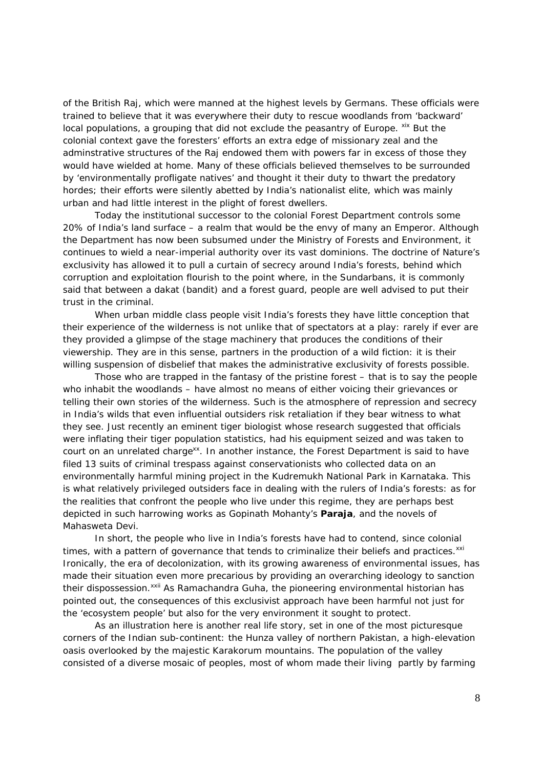of the British Raj, which were manned at the highest levels by Germans. These officials were trained to believe that it was everywhere their duty to rescue woodlands from 'backward' local populations, a grouping that did not exclude the peasantry of Europe. [xix] But the colonial context gave the foresters' efforts an extra edge of missionary zeal and the adminstrative structures of the Raj endowed them with powers far in excess of those they would have wielded at home. Many of these officials believed themselves to be surrounded by 'environmentally profligate natives' and thought it their duty to thwart the predatory hordes; their efforts were silently abetted by India's nationalist elite, which was mainly urban and had little interest in the plight of forest dwellers.

Today the institutional successor to the colonial Forest Department controls some 20% of India's land surface – a realm that would be the envy of many an Emperor. Although the Department has now been subsumed under the Ministry of Forests and Environment, it continues to wield a near-imperial authority over its vast dominions. The doctrine of Nature's exclusivity has allowed it to pull a curtain of secrecy around India's forests, behind which corruption and exploitation flourish to the point where, in the Sundarbans, it is commonly said that between a dakat (bandit) and a forest guard, people are well advised to put their trust in the criminal.

When urban middle class people visit India's forests they have little conception that their experience of the wilderness is not unlike that of spectators at a play: rarely if ever are they provided a glimpse of the stage machinery that produces the conditions of their viewership. They are in this sense, partners in the production of a wild fiction: it is their willing suspension of disbelief that makes the administrative exclusivity of forests possible.

Those who are trapped in the fantasy of the pristine forest – that is to say the people who inhabit the woodlands – have almost no means of either voicing their grievances or telling their own stories of the wilderness. Such is the atmosphere of repression and secrecy in India's wilds that even influential outsiders risk retaliation if they bear witness to what they see. Just recently an eminent tiger biologist whose research suggested that officials were inflating their tiger population statistics, had his equipment seized and was taken to court on an unrelated charge[xx]. In another instance, the Forest Department is said to have filed 13 suits of criminal trespass against conservationists who collected data on an environmentally harmful mining project in the Kudremukh National Park in Karnataka. This is what relatively privileged outsiders face in dealing with the rulers of India's forests: as for the realities that confront the people who live under this regime, they are perhaps best depicted in such harrowing works as Gopinath Mohanty's **Paraja**, and the novels of Mahasweta Devi.

In short, the people who live in India's forests have had to contend, since colonial times, with a pattern of governance that tends to criminalize their beliefs and practices.[xxi] Ironically, the era of decolonization, with its growing awareness of environmental issues, has made their situation even more precarious by providing an overarching ideology to sanction their dispossession.[xxii] As Ramachandra Guha, the pioneering environmental historian has pointed out, the consequences of this exclusivist approach have been harmful not just for the 'ecosystem people' but also for the very environment it sought to protect.

As an illustration here is another real life story, set in one of the most picturesque corners of the Indian sub-continent: the Hunza valley of northern Pakistan, a high-elevation oasis overlooked by the majestic Karakorum mountains. The population of the valley consisted of a diverse mosaic of peoples, most of whom made their living partly by farming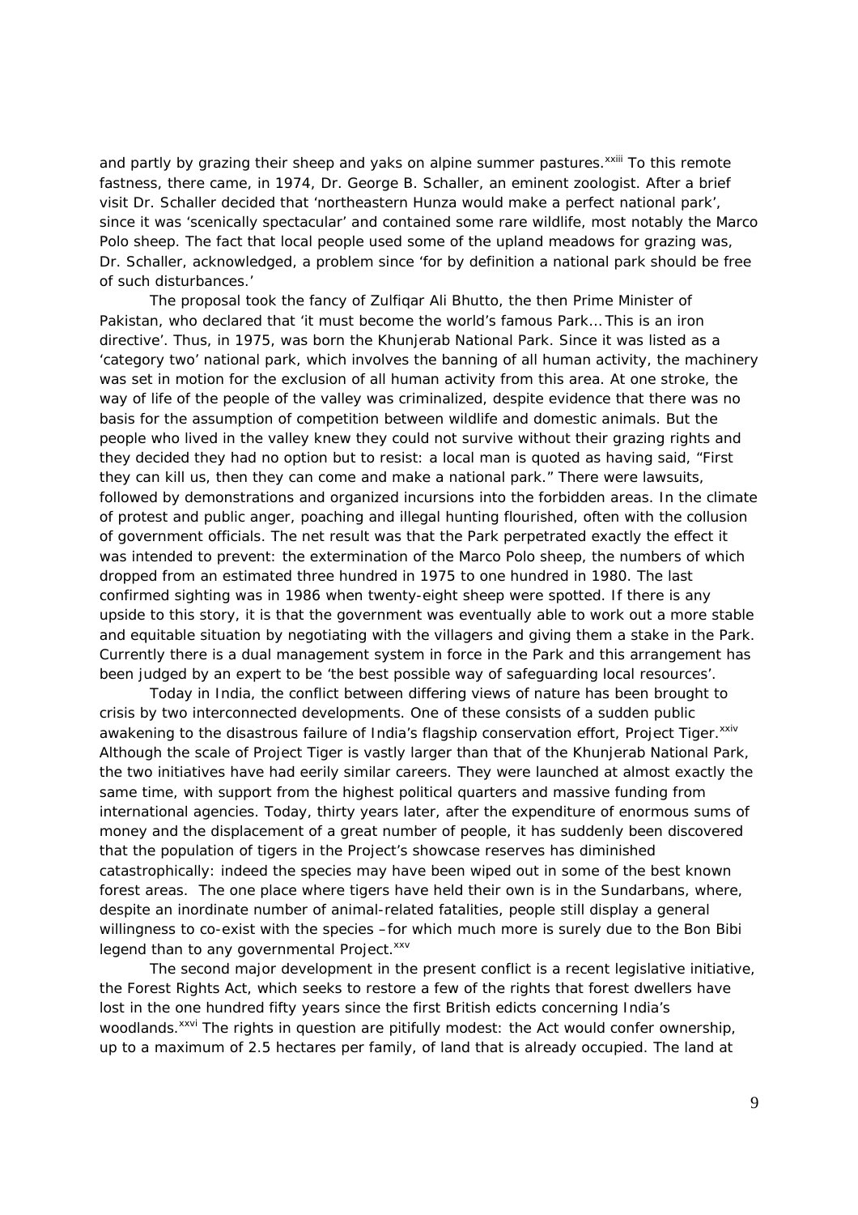and partly by grazing their sheep and yaks on alpine summer pastures.[xxiii] To this remote fastness, there came, in 1974, Dr. George B. Schaller, an eminent zoologist. After a brief visit Dr. Schaller decided that 'northeastern Hunza would make a perfect national park', since it was 'scenically spectacular' and contained some rare wildlife, most notably the Marco Polo sheep. The fact that local people used some of the upland meadows for grazing was, Dr. Schaller, acknowledged, a problem since 'for by definition a national park should be free of such disturbances.'

The proposal took the fancy of Zulfiqar Ali Bhutto, the then Prime Minister of Pakistan, who declared that 'it must become the world's famous Park… This is an iron directive'. Thus, in 1975, was born the Khunjerab National Park. Since it was listed as a 'category two' national park, which involves the banning of all human activity, the machinery was set in motion for the exclusion of all human activity from this area. At one stroke, the way of life of the people of the valley was criminalized, despite evidence that there was no basis for the assumption of competition between wildlife and domestic animals. But the people who lived in the valley knew they could not survive without their grazing rights and they decided they had no option but to resist: a local man is quoted as having said, "First they can kill us, then they can come and make a national park." There were lawsuits, followed by demonstrations and organized incursions into the forbidden areas. In the climate of protest and public anger, poaching and illegal hunting flourished, often with the collusion of government officials. The net result was that the Park perpetrated exactly the effect it was intended to prevent: the extermination of the Marco Polo sheep, the numbers of which dropped from an estimated three hundred in 1975 to one hundred in 1980. The last confirmed sighting was in 1986 when twenty-eight sheep were spotted. If there is any upside to this story, it is that the government was eventually able to work out a more stable and equitable situation by negotiating with the villagers and giving them a stake in the Park. Currently there is a dual management system in force in the Park and this arrangement has been judged by an expert to be 'the best possible way of safeguarding local resources'.

Today in India, the conflict between differing views of nature has been brought to crisis by two interconnected developments. One of these consists of a sudden public awakening to the disastrous failure of India's flagship conservation effort, Project Tiger.[xxiv] Although the scale of Project Tiger is vastly larger than that of the Khunjerab National Park, the two initiatives have had eerily similar careers. They were launched at almost exactly the same time, with support from the highest political quarters and massive funding from international agencies. Today, thirty years later, after the expenditure of enormous sums of money and the displacement of a great number of people, it has suddenly been discovered that the population of tigers in the Project's showcase reserves has diminished catastrophically: indeed the species may have been wiped out in some of the best known forest areas. The one place where tigers have held their own is in the Sundarbans, where, despite an inordinate number of animal-related fatalities, people still display a general willingness to co-exist with the species –for which much more is surely due to the Bon Bibi legend than to any governmental Project.[xxv]

The second major development in the present conflict is a recent legislative initiative, the Forest Rights Act, which seeks to restore a few of the rights that forest dwellers have lost in the one hundred fifty years since the first British edicts concerning India's woodlands.[xxvi] The rights in question are pitifully modest: the Act would confer ownership, up to a maximum of 2.5 hectares per family, of land that is already occupied. The land at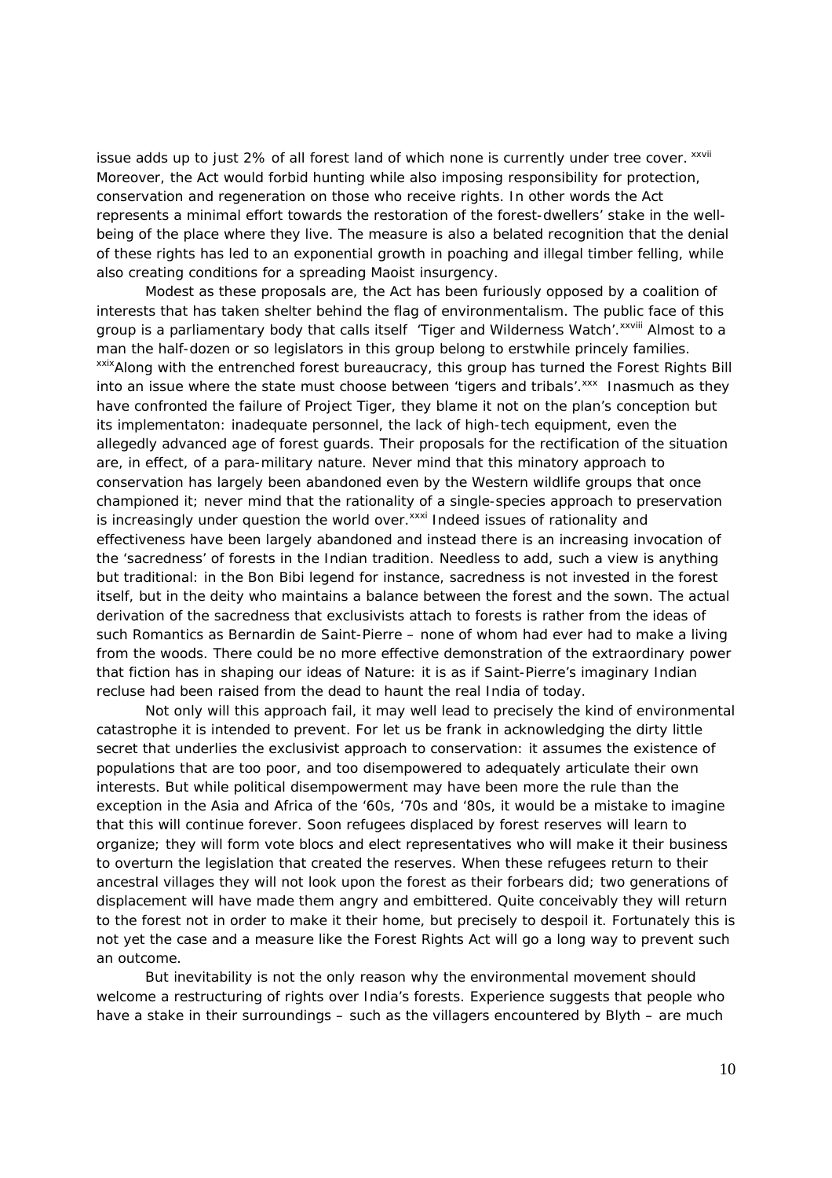issue adds up to just 2% of all forest land of which none is currently under tree cover. [xxvii] Moreover, the Act would forbid hunting while also imposing responsibility for protection, conservation and regeneration on those who receive rights. In other words the Act represents a minimal effort towards the restoration of the forest-dwellers' stake in the well-being of the place where they live. The measure is also a belated recognition that the denial of these rights has led to an exponential growth in poaching and illegal timber felling, while also creating conditions for a spreading Maoist insurgency.

Modest as these proposals are, the Act has been furiously opposed by a coalition of interests that has taken shelter behind the flag of environmentalism. The public face of this group is a parliamentary body that calls itself 'Tiger and Wilderness Watch'.[xxviii] Almost to a man the half-dozen or so legislators in this group belong to erstwhile princely families. [xxix]Along with the entrenched forest bureaucracy, this group has turned the Forest Rights Bill into an issue where the state must choose between 'tigers and tribals'.[xxx] Inasmuch as they have confronted the failure of Project Tiger, they blame it not on the plan's conception but its implementaton: inadequate personnel, the lack of high-tech equipment, even the allegedly advanced age of forest guards. Their proposals for the rectification of the situation are, in effect, of a para-military nature. Never mind that this minatory approach to conservation has largely been abandoned even by the Western wildlife groups that once championed it; never mind that the rationality of a single-species approach to preservation is increasingly under question the world over.[xxxi] Indeed issues of rationality and effectiveness have been largely abandoned and instead there is an increasing invocation of the 'sacredness' of forests in the Indian tradition. Needless to add, such a view is anything but traditional: in the Bon Bibi legend for instance, sacredness is not invested in the forest itself, but in the deity who maintains a balance between the forest and the sown. The actual derivation of the sacredness that exclusivists attach to forests is rather from the ideas of such Romantics as Bernardin de Saint-Pierre – none of whom had ever had to make a living from the woods. There could be no more effective demonstration of the extraordinary power that fiction has in shaping our ideas of Nature: it is as if Saint-Pierre's imaginary Indian recluse had been raised from the dead to haunt the real India of today.

Not only will this approach fail, it may well lead to precisely the kind of environmental catastrophe it is intended to prevent. For let us be frank in acknowledging the dirty little secret that underlies the exclusivist approach to conservation: it assumes the existence of populations that are too poor, and too disempowered to adequately articulate their own interests. But while political disempowerment may have been more the rule than the exception in the Asia and Africa of the '60s, '70s and '80s, it would be a mistake to imagine that this will continue forever. Soon refugees displaced by forest reserves will learn to organize; they will form vote blocs and elect representatives who will make it their business to overturn the legislation that created the reserves. When these refugees return to their ancestral villages they will not look upon the forest as their forbears did; two generations of displacement will have made them angry and embittered. Quite conceivably they will return to the forest not in order to make it their home, but precisely to despoil it. Fortunately this is not yet the case and a measure like the Forest Rights Act will go a long way to prevent such an outcome.

But inevitability is not the only reason why the environmental movement should welcome a restructuring of rights over India's forests. Experience suggests that people who have a stake in their surroundings – such as the villagers encountered by Blyth – are much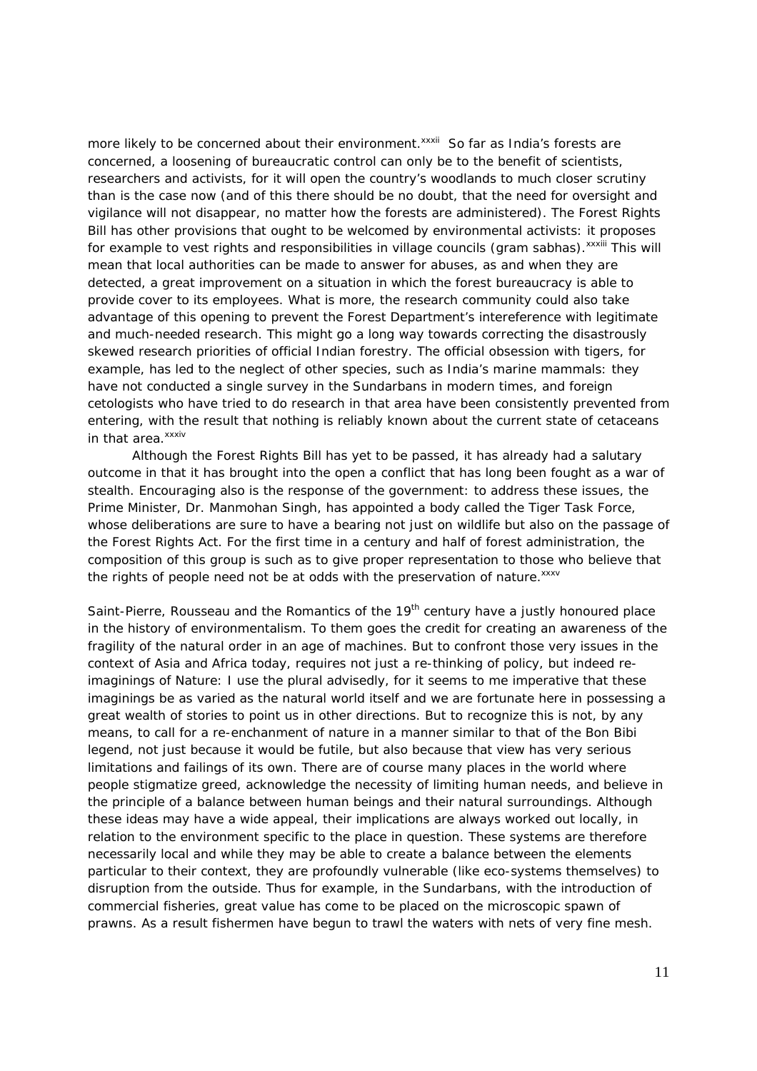more likely to be concerned about their environment.[xxxii] So far as India's forests are concerned, a loosening of bureaucratic control can only be to the benefit of scientists, researchers and activists, for it will open the country's woodlands to much closer scrutiny than is the case now (and of this there should be no doubt, that the need for oversight and vigilance will not disappear, no matter how the forests are administered). The Forest Rights Bill has other provisions that ought to be welcomed by environmental activists: it proposes for example to vest rights and responsibilities in village councils (gram sabhas).[xxxiii] This will mean that local authorities can be made to answer for abuses, as and when they are detected, a great improvement on a situation in which the forest bureaucracy is able to provide cover to its employees. What is more, the research community could also take advantage of this opening to prevent the Forest Department's intereference with legitimate and much-needed research. This might go a long way towards correcting the disastrously skewed research priorities of official Indian forestry. The official obsession with tigers, for example, has led to the neglect of other species, such as India's marine mammals: they have not conducted a single survey in the Sundarbans in modern times, and foreign cetologists who have tried to do research in that area have been consistently prevented from entering, with the result that nothing is reliably known about the current state of cetaceans in that area.[xxxiv]

Although the Forest Rights Bill has yet to be passed, it has already had a salutary outcome in that it has brought into the open a conflict that has long been fought as a war of stealth. Encouraging also is the response of the government: to address these issues, the Prime Minister, Dr. Manmohan Singh, has appointed a body called the Tiger Task Force, whose deliberations are sure to have a bearing not just on wildlife but also on the passage of the Forest Rights Act. For the first time in a century and half of forest administration, the composition of this group is such as to give proper representation to those who believe that the rights of people need not be at odds with the preservation of nature.[xxxv]

Saint-Pierre, Rousseau and the Romantics of the 19th century have a justly honoured place in the history of environmentalism. To them goes the credit for creating an awareness of the fragility of the natural order in an age of machines. But to confront those very issues in the context of Asia and Africa today, requires not just a re-thinking of policy, but indeed re-imaginings of Nature: I use the plural advisedly, for it seems to me imperative that these imaginings be as varied as the natural world itself and we are fortunate here in possessing a great wealth of stories to point us in other directions. But to recognize this is not, by any means, to call for a re-enchanment of nature in a manner similar to that of the Bon Bibi legend, not just because it would be futile, but also because that view has very serious limitations and failings of its own. There are of course many places in the world where people stigmatize greed, acknowledge the necessity of limiting human needs, and believe in the principle of a balance between human beings and their natural surroundings. Although these ideas may have a wide appeal, their implications are always worked out locally, in relation to the environment specific to the place in question. These systems are therefore necessarily local and while they may be able to create a balance between the elements particular to their context, they are profoundly vulnerable (like eco-systems themselves) to disruption from the outside. Thus for example, in the Sundarbans, with the introduction of commercial fisheries, great value has come to be placed on the microscopic spawn of prawns. As a result fishermen have begun to trawl the waters with nets of very fine mesh.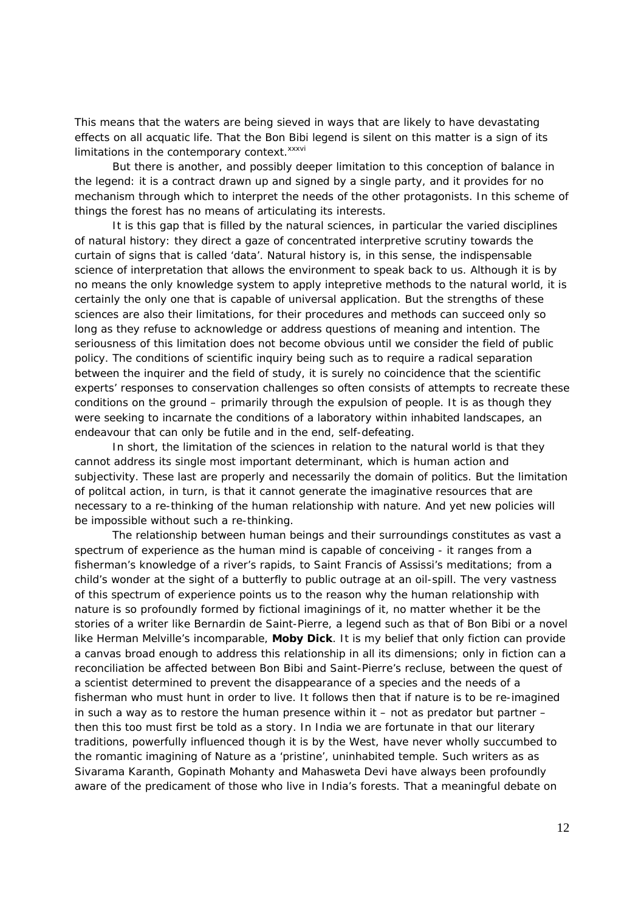This means that the waters are being sieved in ways that are likely to have devastating effects on all acquatic life. That the Bon Bibi legend is silent on this matter is a sign of its limitations in the contemporary context.[xxxvi]

But there is another, and possibly deeper limitation to this conception of balance in the legend: it is a contract drawn up and signed by a single party, and it provides for no mechanism through which to interpret the needs of the other protagonists. In this scheme of things the forest has no means of articulating its interests.

It is this gap that is filled by the natural sciences, in particular the varied disciplines of natural history: they direct a gaze of concentrated interpretive scrutiny towards the curtain of signs that is called 'data'. Natural history is, in this sense, the indispensable science of interpretation that allows the environment to speak back to us. Although it is by no means the only knowledge system to apply intepretive methods to the natural world, it is certainly the only one that is capable of universal application. But the strengths of these sciences are also their limitations, for their procedures and methods can succeed only so long as they refuse to acknowledge or address questions of meaning and intention. The seriousness of this limitation does not become obvious until we consider the field of public policy. The conditions of scientific inquiry being such as to require a radical separation between the inquirer and the field of study, it is surely no coincidence that the scientific experts' responses to conservation challenges so often consists of attempts to recreate these conditions on the ground – primarily through the expulsion of people. It is as though they were seeking to incarnate the conditions of a laboratory within inhabited landscapes, an endeavour that can only be futile and in the end, self-defeating.

In short, the limitation of the sciences in relation to the natural world is that they cannot address its single most important determinant, which is human action and subjectivity. These last are properly and necessarily the domain of politics. But the limitation of politcal action, in turn, is that it cannot generate the imaginative resources that are necessary to a re-thinking of the human relationship with nature. And yet new policies will be impossible without such a re-thinking.

The relationship between human beings and their surroundings constitutes as vast a spectrum of experience as the human mind is capable of conceiving - it ranges from a fisherman's knowledge of a river's rapids, to Saint Francis of Assissi's meditations; from a child's wonder at the sight of a butterfly to public outrage at an oil-spill. The very vastness of this spectrum of experience points us to the reason why the human relationship with nature is so profoundly formed by fictional imaginings of it, no matter whether it be the stories of a writer like Bernardin de Saint-Pierre, a legend such as that of Bon Bibi or a novel like Herman Melville's incomparable, **Moby Dick**. It is my belief that only fiction can provide a canvas broad enough to address this relationship in all its dimensions; only in fiction can a reconciliation be affected between Bon Bibi and Saint-Pierre's recluse, between the quest of a scientist determined to prevent the disappearance of a species and the needs of a fisherman who must hunt in order to live. It follows then that if nature is to be re-imagined in such a way as to restore the human presence within it – not as predator but partner – then this too must first be told as a story. In India we are fortunate in that our literary traditions, powerfully influenced though it is by the West, have never wholly succumbed to the romantic imagining of Nature as a 'pristine', uninhabited temple. Such writers as as Sivarama Karanth, Gopinath Mohanty and Mahasweta Devi have always been profoundly aware of the predicament of those who live in India's forests. That a meaningful debate on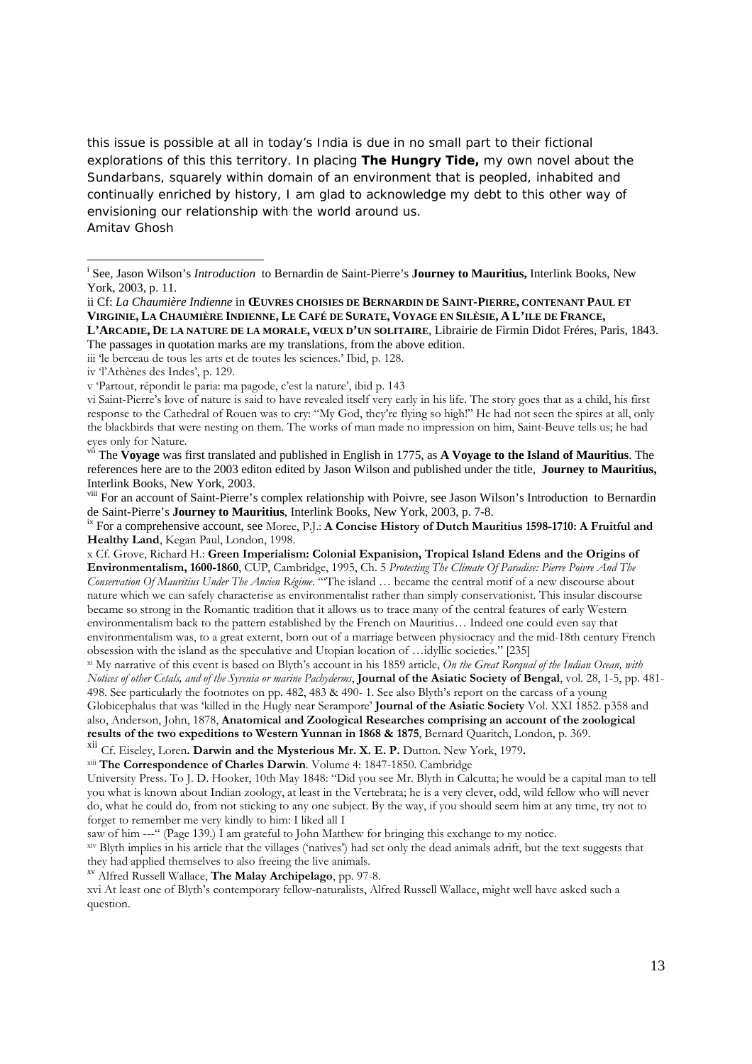this issue is possible at all in today's India is due in no small part to their fictional explorations of this this territory. In placing **The Hungry Tide,** my own novel about the Sundarbans, squarely within domain of an environment that is peopled, inhabited and continually enriched by history, I am glad to acknowledge my debt to this other way of envisioning our relationship with the world around us.
Amitav Ghosh

---

[i] See, Jason Wilson's *Introduction* to Bernardin de Saint-Pierre's **Journey to Mauritius,** Interlink Books, New York, 2003, p. 11.

ii Cf: *La Chaumière Indienne* in **ŒUVRES CHOISIES DE BERNARDIN DE SAINT-PIERRE, CONTENANT PAUL ET VIRGINIE, LA CHAUMIÈRE INDIENNE, LE CAFÉ DE SURATE, VOYAGE EN SILÈSIE, A L'ILE DE FRANCE, L'ARCADIE, DE LA NATURE DE LA MORALE, VŒUX D'UN SOLITAIRE**, Librairie de Firmin Didot Fréres, Paris, 1843. The passages in quotation marks are my translations, from the above edition.

iii 'le berceau de tous les arts et de toutes les sciences.' Ibid, p. 128.

iv 'l'Athènes des Indes', p. 129.

v 'Partout, répondit le paria: ma pagode, c'est la nature', ibid p. 143

vi Saint-Pierre's love of nature is said to have revealed itself very early in his life. The story goes that as a child, his first response to the Cathedral of Rouen was to cry: "My God, they're flying so high!" He had not seen the spires at all, only the blackbirds that were nesting on them. The works of man made no impression on him, Saint-Beuve tells us; he had eyes only for Nature.

[vii] The **Voyage** was first translated and published in English in 1775, as **A Voyage to the Island of Mauritius**. The references here are to the 2003 editon edited by Jason Wilson and published under the title, **Journey to Mauritius,** Interlink Books, New York, 2003.

[viii] For an account of Saint-Pierre's complex relationship with Poivre, see Jason Wilson's Introduction to Bernardin de Saint-Pierre's **Journey to Mauritius**, Interlink Books, New York, 2003, p. 7-8.

[ix] For a comprehensive account, see Moree, P.J.: **A Concise History of Dutch Mauritius 1598-1710: A Fruitful and Healthy Land**, Kegan Paul, London, 1998.

x Cf. Grove, Richard H.: **Green Imperialism: Colonial Expanision, Tropical Island Edens and the Origins of Environmentalism, 1600-1860**, CUP, Cambridge, 1995, Ch. 5 *Protecting The Climate Of Paradise: Pierre Poivre And The Conservation Of Mauritius Under The Ancien Régime*. "'The island … became the central motif of a new discourse about nature which we can safely characterise as environmentalist rather than simply conservationist. This insular discourse became so strong in the Romantic tradition that it allows us to trace many of the central features of early Western environmentalism back to the pattern established by the French on Mauritius… Indeed one could even say that environmentalism was, to a great externt, born out of a marriage between physiocracy and the mid-18th century French obsession with the island as the speculative and Utopian location of …idyllic societies." [235]

[xi] My narrative of this event is based on Blyth's account in his 1859 article, *On the Great Rorqual of the Indian Ocean, with Notices of other Cetals, and of the Syrenia or marine Pachyderms*, **Journal of the Asiatic Society of Bengal**, vol. 28, 1-5, pp. 481-498. See particularly the footnotes on pp. 482, 483 & 490- 1. See also Blyth's report on the carcass of a young Globicephalus that was 'killed in the Hugly near Serampore' **Journal of the Asiatic Society** Vol. XXI 1852. p358 and also, Anderson, John, 1878, **Anatomical and Zoological Researches comprising an account of the zoological results of the two expeditions to Western Yunnan in 1868 & 1875**, Bernard Quaritch, London, p. 369.

[xii] Cf. Eiseley, Loren**. Darwin and the Mysterious Mr. X. E. P.** Dutton. New York, 1979**.**

[xiii] **The Correspondence of Charles Darwin**. Volume 4: 1847-1850. Cambridge University Press. To J. D. Hooker, 10th May 1848: "Did you see Mr. Blyth in Calcutta; he would be a capital man to tell you what is known about Indian zoology, at least in the Vertebrata; he is a very clever, odd, wild fellow who will never do, what he could do, from not sticking to any one subject. By the way, if you should seem him at any time, try not to forget to remember me very kindly to him: I liked all I saw of him ---" (Page 139.) I am grateful to John Matthew for bringing this exchange to my notice.

[xiv] Blyth implies in his article that the villages ('natives') had set only the dead animals adrift, but the text suggests that they had applied themselves to also freeing the live animals.

[xv] Alfred Russell Wallace, **The Malay Archipelago**, pp. 97-8.

xvi At least one of Blyth's contemporary fellow-naturalists, Alfred Russell Wallace, might well have asked such a question.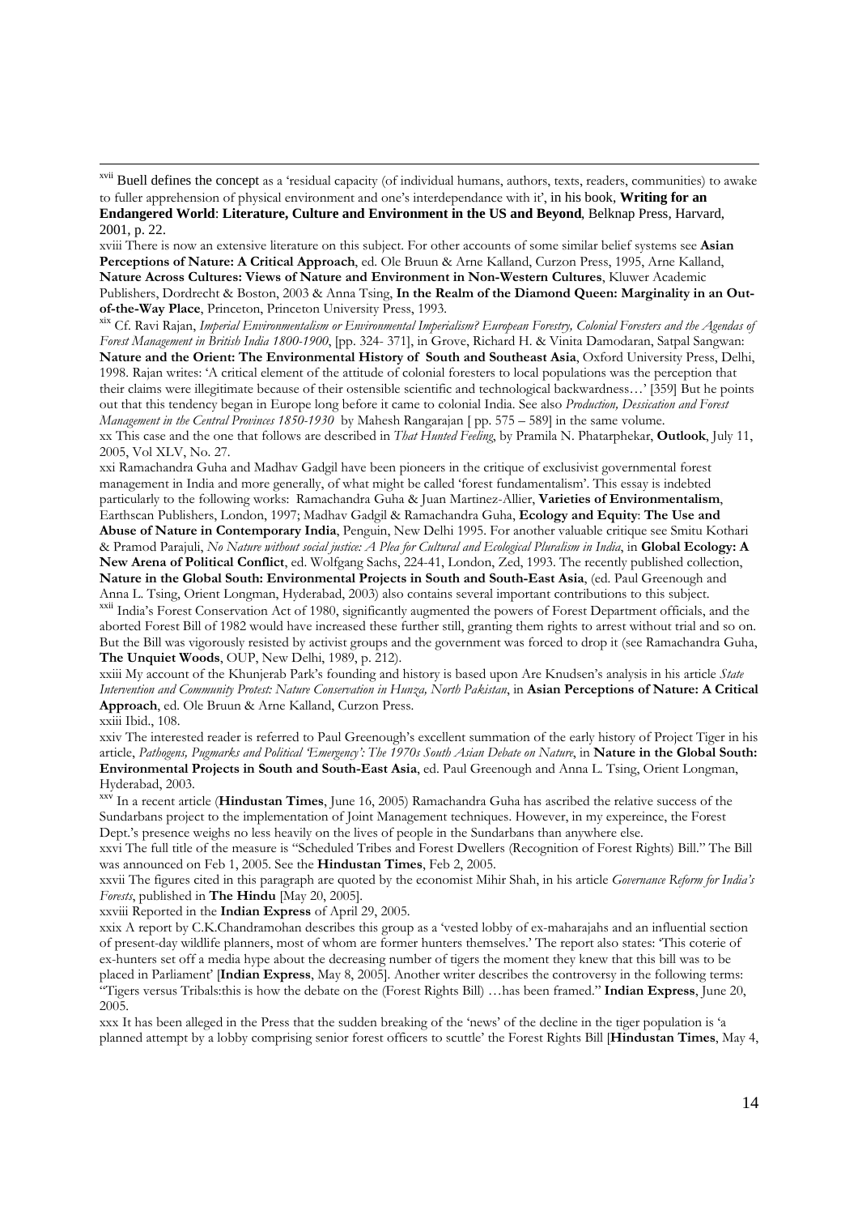[xvii] Buell defines the concept as a 'residual capacity (of individual humans, authors, texts, readers, communities) to awake to fuller apprehension of physical environment and one's interdependance with it', in his book, **Writing for an Endangered World**: **Literature, Culture and Environment in the US and Beyond**, Belknap Press, Harvard, 2001, p. 22.

xviii There is now an extensive literature on this subject. For other accounts of some similar belief systems see **Asian Perceptions of Nature: A Critical Approach**, ed. Ole Bruun & Arne Kalland, Curzon Press, 1995, Arne Kalland, **Nature Across Cultures: Views of Nature and Environment in Non-Western Cultures**, Kluwer Academic Publishers, Dordrecht & Boston, 2003 & Anna Tsing, **In the Realm of the Diamond Queen: Marginality in an Out-of-the-Way Place**, Princeton, Princeton University Press, 1993.

[xix] Cf. Ravi Rajan, *Imperial Environmentalism or Environmental Imperialism? European Forestry, Colonial Foresters and the Agendas of Forest Management in British India 1800-1900*, [pp. 324- 371], in Grove, Richard H. & Vinita Damodaran, Satpal Sangwan: **Nature and the Orient: The Environmental History of South and Southeast Asia**, Oxford University Press, Delhi, 1998. Rajan writes: 'A critical element of the attitude of colonial foresters to local populations was the perception that their claims were illegitimate because of their ostensible scientific and technological backwardness…' [359] But he points out that this tendency began in Europe long before it came to colonial India. See also *Production, Dessication and Forest Management in the Central Provinces 1850-1930* by Mahesh Rangarajan [ pp. 575 – 589] in the same volume.

xx This case and the one that follows are described in *That Hunted Feeling*, by Pramila N. Phatarphekar, **Outlook**, July 11, 2005, Vol XLV, No. 27.

xxi Ramachandra Guha and Madhav Gadgil have been pioneers in the critique of exclusivist governmental forest management in India and more generally, of what might be called 'forest fundamentalism'. This essay is indebted particularly to the following works: Ramachandra Guha & Juan Martinez-Allier, **Varieties of Environmentalism**, Earthscan Publishers, London, 1997; Madhav Gadgil & Ramachandra Guha, **Ecology and Equity**: **The Use and Abuse of Nature in Contemporary India**, Penguin, New Delhi 1995. For another valuable critique see Smitu Kothari & Pramod Parajuli, *No Nature without social justice: A Plea for Cultural and Ecological Pluralism in India*, in **Global Ecology: A New Arena of Political Conflict**, ed. Wolfgang Sachs, 224-41, London, Zed, 1993. The recently published collection, **Nature in the Global South: Environmental Projects in South and South-East Asia**, (ed. Paul Greenough and Anna L. Tsing, Orient Longman, Hyderabad, 2003) also contains several important contributions to this subject.

[xxii] India's Forest Conservation Act of 1980, significantly augmented the powers of Forest Department officials, and the aborted Forest Bill of 1982 would have increased these further still, granting them rights to arrest without trial and so on. But the Bill was vigorously resisted by activist groups and the government was forced to drop it (see Ramachandra Guha, **The Unquiet Woods**, OUP, New Delhi, 1989, p. 212).

xxiii My account of the Khunjerab Park's founding and history is based upon Are Knudsen's analysis in his article *State Intervention and Community Protest: Nature Conservation in Hunza, North Pakistan*, in **Asian Perceptions of Nature: A Critical Approach**, ed. Ole Bruun & Arne Kalland, Curzon Press.

xxiii Ibid., 108.

xxiv The interested reader is referred to Paul Greenough's excellent summation of the early history of Project Tiger in his article, *Pathogens, Pugmarks and Political 'Emergency': The 1970s South Asian Debate on Nature*, in **Nature in the Global South: Environmental Projects in South and South-East Asia**, ed. Paul Greenough and Anna L. Tsing, Orient Longman, Hyderabad, 2003.

[xxv] In a recent article (**Hindustan Times**, June 16, 2005) Ramachandra Guha has ascribed the relative success of the Sundarbans project to the implementation of Joint Management techniques. However, in my expereince, the Forest Dept.'s presence weighs no less heavily on the lives of people in the Sundarbans than anywhere else.

xxvi The full title of the measure is "Scheduled Tribes and Forest Dwellers (Recognition of Forest Rights) Bill." The Bill was announced on Feb 1, 2005. See the **Hindustan Times**, Feb 2, 2005.

xxvii The figures cited in this paragraph are quoted by the economist Mihir Shah, in his article *Governance Reform for India's Forests*, published in **The Hindu** [May 20, 2005].

xxviii Reported in the **Indian Express** of April 29, 2005.

xxix A report by C.K.Chandramohan describes this group as a 'vested lobby of ex-maharajahs and an influential section of present-day wildlife planners, most of whom are former hunters themselves.' The report also states: 'This coterie of ex-hunters set off a media hype about the decreasing number of tigers the moment they knew that this bill was to be placed in Parliament' [**Indian Express**, May 8, 2005]. Another writer describes the controversy in the following terms: "Tigers versus Tribals:this is how the debate on the (Forest Rights Bill) …has been framed." **Indian Express**, June 20, 2005.

xxx It has been alleged in the Press that the sudden breaking of the 'news' of the decline in the tiger population is 'a planned attempt by a lobby comprising senior forest officers to scuttle' the Forest Rights Bill [**Hindustan Times**, May 4,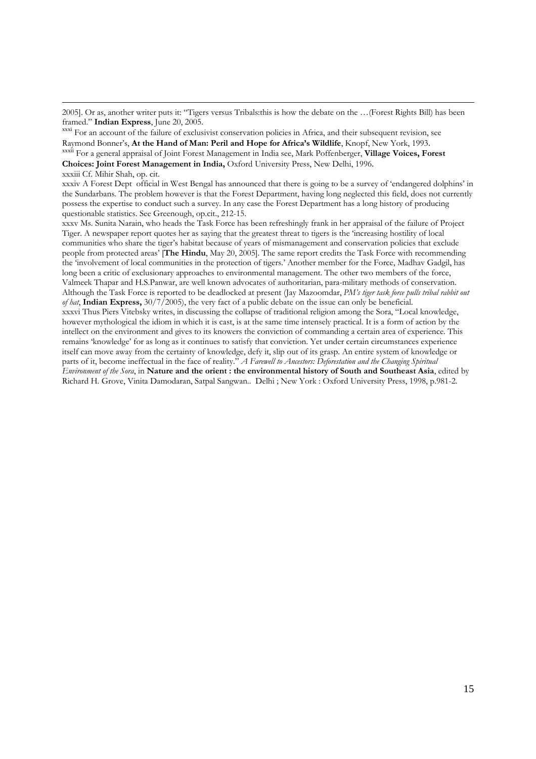2005]. Or as, another writer puts it: "Tigers versus Tribals:this is how the debate on the …(Forest Rights Bill) has been framed." **Indian Express**, June 20, 2005.

[xxxi] For an account of the failure of exclusivist conservation policies in Africa, and their subsequent revision, see Raymond Bonner's, **At the Hand of Man: Peril and Hope for Africa's Wildlife**, Knopf, New York, 1993.

[xxxii] For a general appraisal of Joint Forest Management in India see, Mark Poffenberger, **Village Voices, Forest Choices: Joint Forest Management in India,** Oxford University Press, New Delhi, 1996.

xxxiii Cf. Mihir Shah, op. cit.

xxxiv A Forest Dept official in West Bengal has announced that there is going to be a survey of 'endangered dolphins' in the Sundarbans. The problem however is that the Forest Department, having long neglected this field, does not currently possess the expertise to conduct such a survey. In any case the Forest Department has a long history of producing questionable statistics. See Greenough, op.cit., 212-15.

xxxv Ms. Sunita Narain, who heads the Task Force has been refreshingly frank in her appraisal of the failure of Project Tiger. A newspaper report quotes her as saying that the greatest threat to tigers is the 'increasing hostility of local communities who share the tiger's habitat because of years of mismanagement and conservation policies that exclude people from protected areas' [**The Hindu**, May 20, 2005]. The same report credits the Task Force with recommending the 'involvement of local communities in the protection of tigers.' Another member for the Force, Madhav Gadgil, has long been a critic of exclusionary approaches to environmental management. The other two members of the force, Valmeek Thapar and H.S.Panwar, are well known advocates of authoritarian, para-military methods of conservation. Although the Task Force is reported to be deadlocked at present (Jay Mazoomdar, *PM's tiger task force pulls tribal rabbit out of hat*, **Indian Express,** 30/7/2005), the very fact of a public debate on the issue can only be beneficial.

xxxvi Thus Piers Vitebsky writes, in discussing the collapse of traditional religion among the Sora, "Local knowledge, however mythological the idiom in which it is cast, is at the same time intensely practical. It is a form of action by the intellect on the environment and gives to its knowers the conviction of commanding a certain area of experience. This remains 'knowledge' for as long as it continues to satisfy that conviction. Yet under certain circumstances experience itself can move away from the certainty of knowledge, defy it, slip out of its grasp. An entire system of knowledge or parts of it, become ineffectual in the face of reality." *A Farewell to Ancestors: Deforestation and the Changing Spiritual Environment of the Sora*, in **Nature and the orient : the environmental history of South and Southeast Asia**, edited by Richard H. Grove, Vinita Damodaran, Satpal Sangwan.. Delhi ; New York : Oxford University Press, 1998, p.981-2.